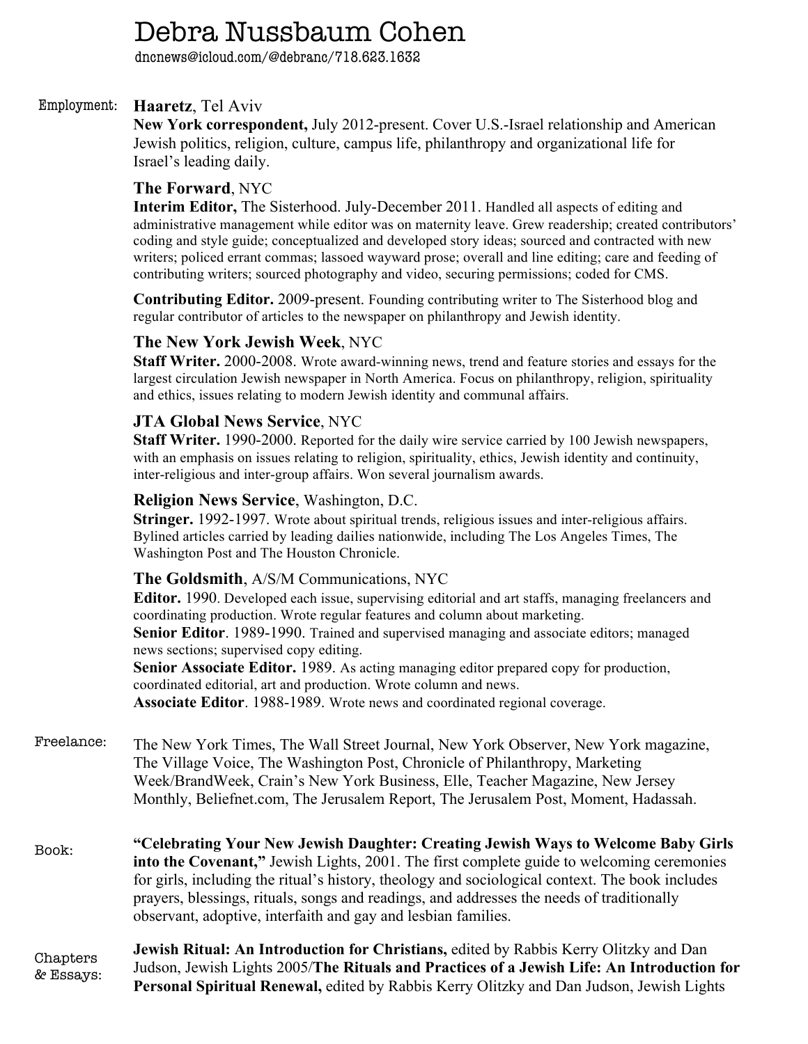# Debra Nussbaum Cohen

dncnews@icloud.com/@debranc/718.623.1632

## Employment:

### Haaretz, Tel Aviv

**New York correspondent,** July 2012-present. Cover U.S.-Israel relationship and American Jewish politics, religion, culture, campus life, philanthropy and organizational life for Israel's leading daily.

### The Forward, NYC

**Interim Editor,** The Sisterhood. July-December 2011. Handled all aspects of editing and administrative management while editor was on maternity leave. Grew readership; created contributors' coding and style guide; conceptualized and developed story ideas; sourced and contracted with new writers; policed errant commas; lassoed wayward prose; overall and line editing; care and feeding of contributing writers; sourced photography and video, securing permissions; coded for CMS.

**Contributing Editor.** 2009-present. Founding contributing writer to The Sisterhood blog and regular contributor of articles to the newspaper on philanthropy and Jewish identity.

### The New York Jewish Week, NYC

**Staff Writer.** 2000-2008. Wrote award-winning news, trend and feature stories and essays for the largest circulation Jewish newspaper in North America. Focus on philanthropy, religion, spirituality and ethics, issues relating to modern Jewish identity and communal affairs.

### JTA Global News Service, NYC

**Staff Writer.** 1990-2000. Reported for the daily wire service carried by 100 Jewish newspapers, with an emphasis on issues relating to religion, spirituality, ethics, Jewish identity and continuity, inter-religious and inter-group affairs. Won several journalism awards.

### Religion News Service, Washington, D.C.

**Stringer.** 1992-1997. Wrote about spiritual trends, religious issues and inter-religious affairs. Bylined articles carried by leading dailies nationwide, including The Los Angeles Times, The Washington Post and The Houston Chronicle.

### The Goldsmith, A/S/M Communications, NYC

**Editor.** 1990. Developed each issue, supervising editorial and art staffs, managing freelancers and coordinating production. Wrote regular features and column about marketing.
**Senior Editor**. 1989-1990. Trained and supervised managing and associate editors; managed news sections; supervised copy editing.
**Senior Associate Editor.** 1989. As acting managing editor prepared copy for production, coordinated editorial, art and production. Wrote column and news.
**Associate Editor**. 1988-1989. Wrote news and coordinated regional coverage.

## Freelance:

The New York Times, The Wall Street Journal, New York Observer, New York magazine, The Village Voice, The Washington Post, Chronicle of Philanthropy, Marketing Week/BrandWeek, Crain's New York Business, Elle, Teacher Magazine, New Jersey Monthly, Beliefnet.com, The Jerusalem Report, The Jerusalem Post, Moment, Hadassah.

## Book:

**"Celebrating Your New Jewish Daughter: Creating Jewish Ways to Welcome Baby Girls into the Covenant,"** Jewish Lights, 2001. The first complete guide to welcoming ceremonies for girls, including the ritual's history, theology and sociological context. The book includes prayers, blessings, rituals, songs and readings, and addresses the needs of traditionally observant, adoptive, interfaith and gay and lesbian families.

## Chapters & Essays:

**Jewish Ritual: An Introduction for Christians,** edited by Rabbis Kerry Olitzky and Dan Judson, Jewish Lights 2005/**The Rituals and Practices of a Jewish Life: An Introduction for Personal Spiritual Renewal,** edited by Rabbis Kerry Olitzky and Dan Judson, Jewish Lights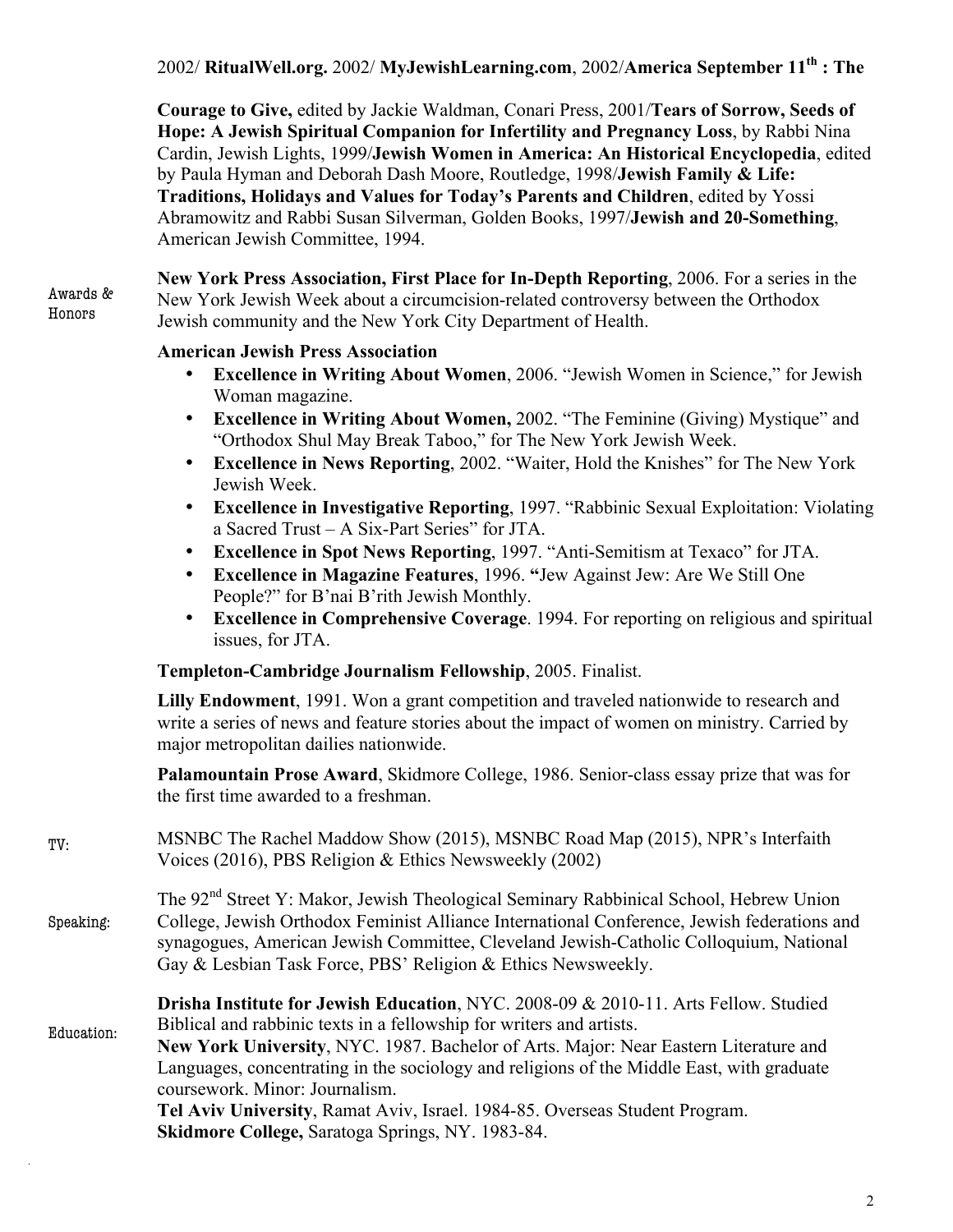2002/ **RitualWell.org.** 2002/ **MyJewishLearning.com**, 2002/**America September 11th : The Courage to Give,** edited by Jackie Waldman, Conari Press, 2001/**Tears of Sorrow, Seeds of Hope: A Jewish Spiritual Companion for Infertility and Pregnancy Loss**, by Rabbi Nina Cardin, Jewish Lights, 1999/**Jewish Women in America: An Historical Encyclopedia**, edited by Paula Hyman and Deborah Dash Moore, Routledge, 1998/**Jewish Family & Life: Traditions, Holidays and Values for Today's Parents and Children**, edited by Yossi Abramowitz and Rabbi Susan Silverman, Golden Books, 1997/**Jewish and 20-Something**, American Jewish Committee, 1994.

## Awards & Honors

**New York Press Association, First Place for In-Depth Reporting**, 2006. For a series in the New York Jewish Week about a circumcision-related controversy between the Orthodox Jewish community and the New York City Department of Health.

**American Jewish Press Association**

- **Excellence in Writing About Women**, 2006. "Jewish Women in Science," for Jewish Woman magazine.
- **Excellence in Writing About Women,** 2002. "The Feminine (Giving) Mystique" and "Orthodox Shul May Break Taboo," for The New York Jewish Week.
- **Excellence in News Reporting**, 2002. "Waiter, Hold the Knishes" for The New York Jewish Week.
- **Excellence in Investigative Reporting**, 1997. "Rabbinic Sexual Exploitation: Violating a Sacred Trust – A Six-Part Series" for JTA.
- **Excellence in Spot News Reporting**, 1997. "Anti-Semitism at Texaco" for JTA.
- **Excellence in Magazine Features**, 1996. **"**Jew Against Jew: Are We Still One People?" for B'nai B'rith Jewish Monthly.
- **Excellence in Comprehensive Coverage**. 1994. For reporting on religious and spiritual issues, for JTA.

**Templeton-Cambridge Journalism Fellowship**, 2005. Finalist.

**Lilly Endowment**, 1991. Won a grant competition and traveled nationwide to research and write a series of news and feature stories about the impact of women on ministry. Carried by major metropolitan dailies nationwide.

**Palamountain Prose Award**, Skidmore College, 1986. Senior-class essay prize that was for the first time awarded to a freshman.

## TV:

MSNBC The Rachel Maddow Show (2015), MSNBC Road Map (2015), NPR's Interfaith Voices (2016), PBS Religion & Ethics Newsweekly (2002)

## Speaking:

The 92nd Street Y: Makor, Jewish Theological Seminary Rabbinical School, Hebrew Union College, Jewish Orthodox Feminist Alliance International Conference, Jewish federations and synagogues, American Jewish Committee, Cleveland Jewish-Catholic Colloquium, National Gay & Lesbian Task Force, PBS' Religion & Ethics Newsweekly.

## Education:

**Drisha Institute for Jewish Education**, NYC. 2008-09 & 2010-11. Arts Fellow. Studied Biblical and rabbinic texts in a fellowship for writers and artists.
**New York University**, NYC. 1987. Bachelor of Arts. Major: Near Eastern Literature and Languages, concentrating in the sociology and religions of the Middle East, with graduate coursework. Minor: Journalism.
**Tel Aviv University**, Ramat Aviv, Israel. 1984-85. Overseas Student Program.
**Skidmore College,** Saratoga Springs, NY. 1983-84.